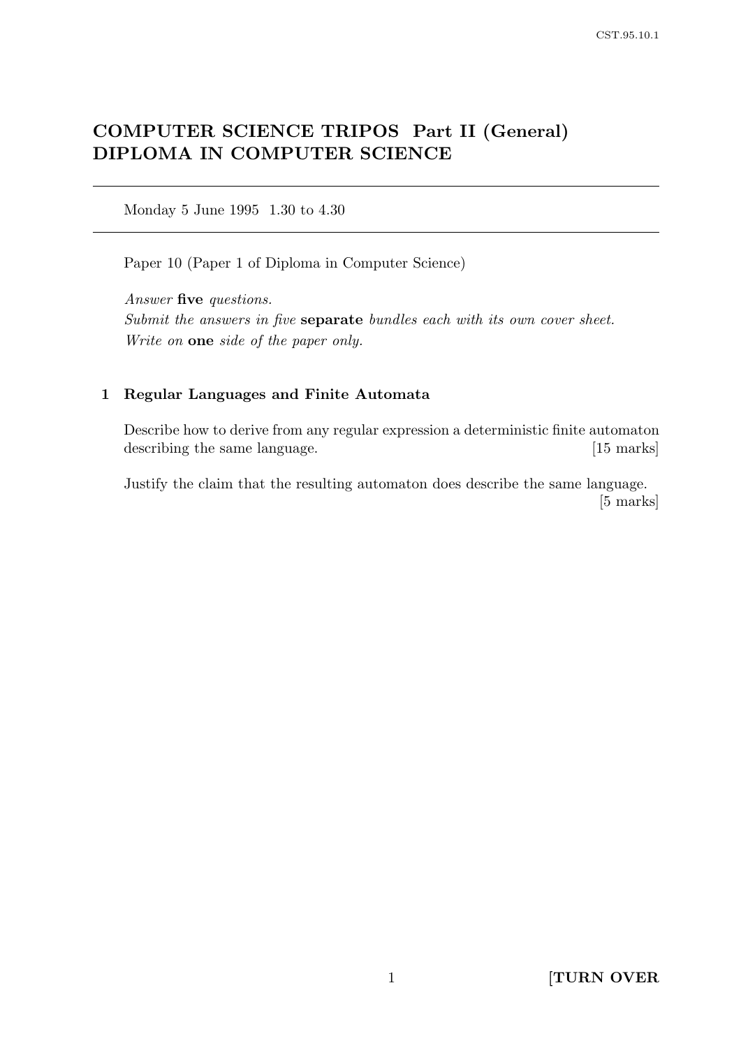# COMPUTER SCIENCE TRIPOS Part II (General)
# DIPLOMA IN COMPUTER SCIENCE

---

Monday 5 June 1995 1.30 to 4.30

---

Paper 10 (Paper 1 of Diploma in Computer Science)

*Answer* **five** *questions.*
*Submit the answers in five* **separate** *bundles each with its own cover sheet.*
*Write on* **one** *side of the paper only.*

## 1 Regular Languages and Finite Automata

Describe how to derive from any regular expression a deterministic finite automaton describing the same language. [15 marks]

Justify the claim that the resulting automaton does describe the same language. [5 marks]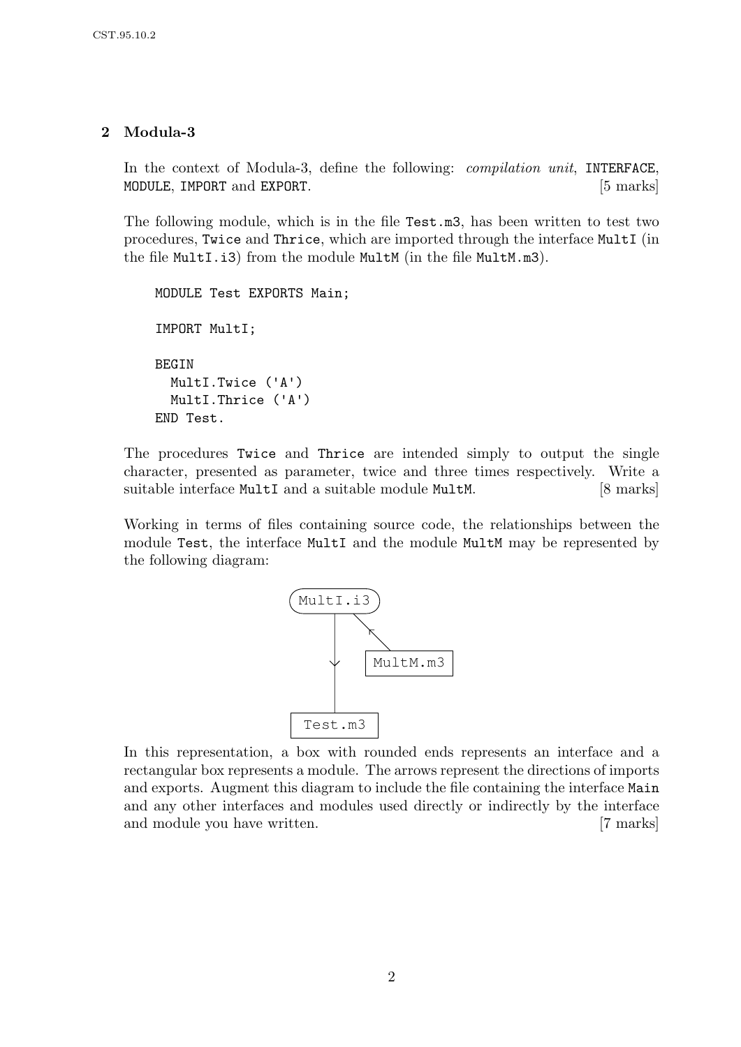## 2 Modula-3

In the context of Modula-3, define the following: *compilation unit*, `INTERFACE`, `MODULE`, `IMPORT` and `EXPORT`. [5 marks]

The following module, which is in the file `Test.m3`, has been written to test two procedures, `Twice` and `Thrice`, which are imported through the interface `MultI` (in the file `MultI.i3`) from the module `MultM` (in the file `MultM.m3`).

```
MODULE Test EXPORTS Main;

IMPORT MultI;

BEGIN
  MultI.Twice ('A')
  MultI.Thrice ('A')
END Test.
```

The procedures `Twice` and `Thrice` are intended simply to output the single character, presented as parameter, twice and three times respectively. Write a suitable interface `MultI` and a suitable module `MultM`. [8 marks]

Working in terms of files containing source code, the relationships between the module `Test`, the interface `MultI` and the module `MultM` may be represented by the following diagram:

```
   (MultI.i3)
     |     ^
     |      \
     v    [MultM.m3]
     |
 [Test.m3]
```

In this representation, a box with rounded ends represents an interface and a rectangular box represents a module. The arrows represent the directions of imports and exports. Augment this diagram to include the file containing the interface `Main` and any other interfaces and modules used directly or indirectly by the interface and module you have written. [7 marks]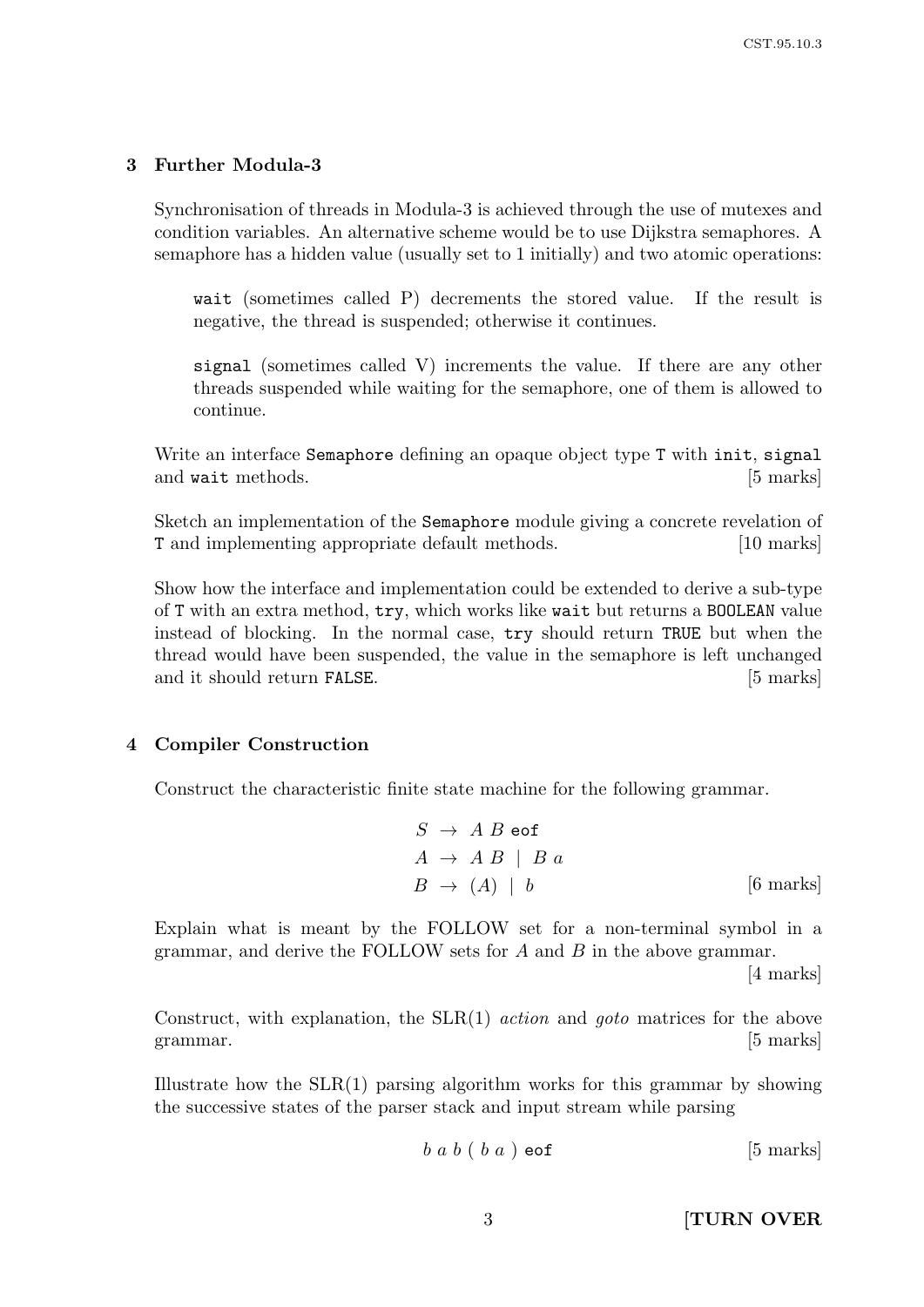## 3 Further Modula-3

Synchronisation of threads in Modula-3 is achieved through the use of mutexes and condition variables. An alternative scheme would be to use Dijkstra semaphores. A semaphore has a hidden value (usually set to 1 initially) and two atomic operations:

> `wait` (sometimes called P) decrements the stored value. If the result is negative, the thread is suspended; otherwise it continues.
>
> `signal` (sometimes called V) increments the value. If there are any other threads suspended while waiting for the semaphore, one of them is allowed to continue.

Write an interface `Semaphore` defining an opaque object type `T` with `init`, `signal` and `wait` methods. [5 marks]

Sketch an implementation of the `Semaphore` module giving a concrete revelation of `T` and implementing appropriate default methods. [10 marks]

Show how the interface and implementation could be extended to derive a sub-type of `T` with an extra method, `try`, which works like `wait` but returns a `BOOLEAN` value instead of blocking. In the normal case, `try` should return `TRUE` but when the thread would have been suspended, the value in the semaphore is left unchanged and it should return `FALSE`. [5 marks]

## 4 Compiler Construction

Construct the characteristic finite state machine for the following grammar.

$$
\begin{aligned}
S &\rightarrow A\ B\ \texttt{eof} \\
A &\rightarrow A\ B \ \mid\ B\ a \\
B &\rightarrow (A) \ \mid\ b
\end{aligned}
$$

[6 marks]

Explain what is meant by the FOLLOW set for a non-terminal symbol in a grammar, and derive the FOLLOW sets for $A$ and $B$ in the above grammar. [4 marks]

Construct, with explanation, the SLR(1) *action* and *goto* matrices for the above grammar. [5 marks]

Illustrate how the SLR(1) parsing algorithm works for this grammar by showing the successive states of the parser stack and input stream while parsing

$$b\ a\ b\ (\ b\ a\ )\ \texttt{eof}$$

[5 marks]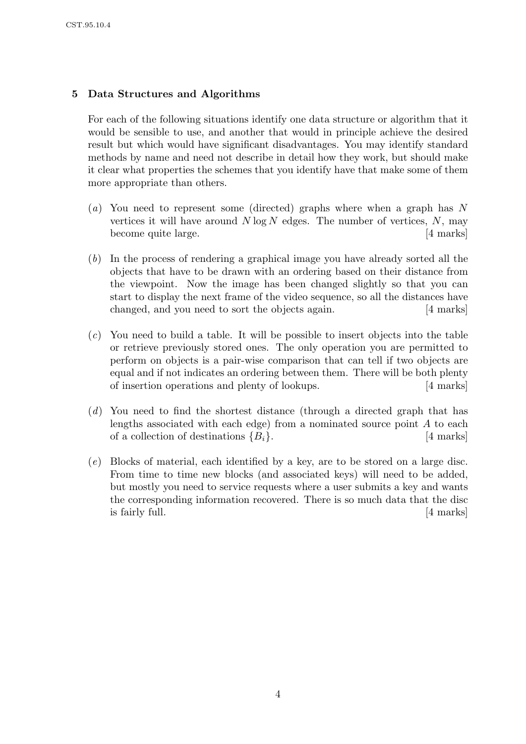## 5 Data Structures and Algorithms

For each of the following situations identify one data structure or algorithm that it would be sensible to use, and another that would in principle achieve the desired result but which would have significant disadvantages. You may identify standard methods by name and need not describe in detail how they work, but should make it clear what properties the schemes that you identify have that make some of them more appropriate than others.

(*a*) You need to represent some (directed) graphs where when a graph has $N$ vertices it will have around $N \log N$ edges. The number of vertices, $N$, may become quite large. [4 marks]

(*b*) In the process of rendering a graphical image you have already sorted all the objects that have to be drawn with an ordering based on their distance from the viewpoint. Now the image has been changed slightly so that you can start to display the next frame of the video sequence, so all the distances have changed, and you need to sort the objects again. [4 marks]

(*c*) You need to build a table. It will be possible to insert objects into the table or retrieve previously stored ones. The only operation you are permitted to perform on objects is a pair-wise comparison that can tell if two objects are equal and if not indicates an ordering between them. There will be both plenty of insertion operations and plenty of lookups. [4 marks]

(*d*) You need to find the shortest distance (through a directed graph that has lengths associated with each edge) from a nominated source point $A$ to each of a collection of destinations $\{B_i\}$. [4 marks]

(*e*) Blocks of material, each identified by a key, are to be stored on a large disc. From time to time new blocks (and associated keys) will need to be added, but mostly you need to service requests where a user submits a key and wants the corresponding information recovered. There is so much data that the disc is fairly full. [4 marks]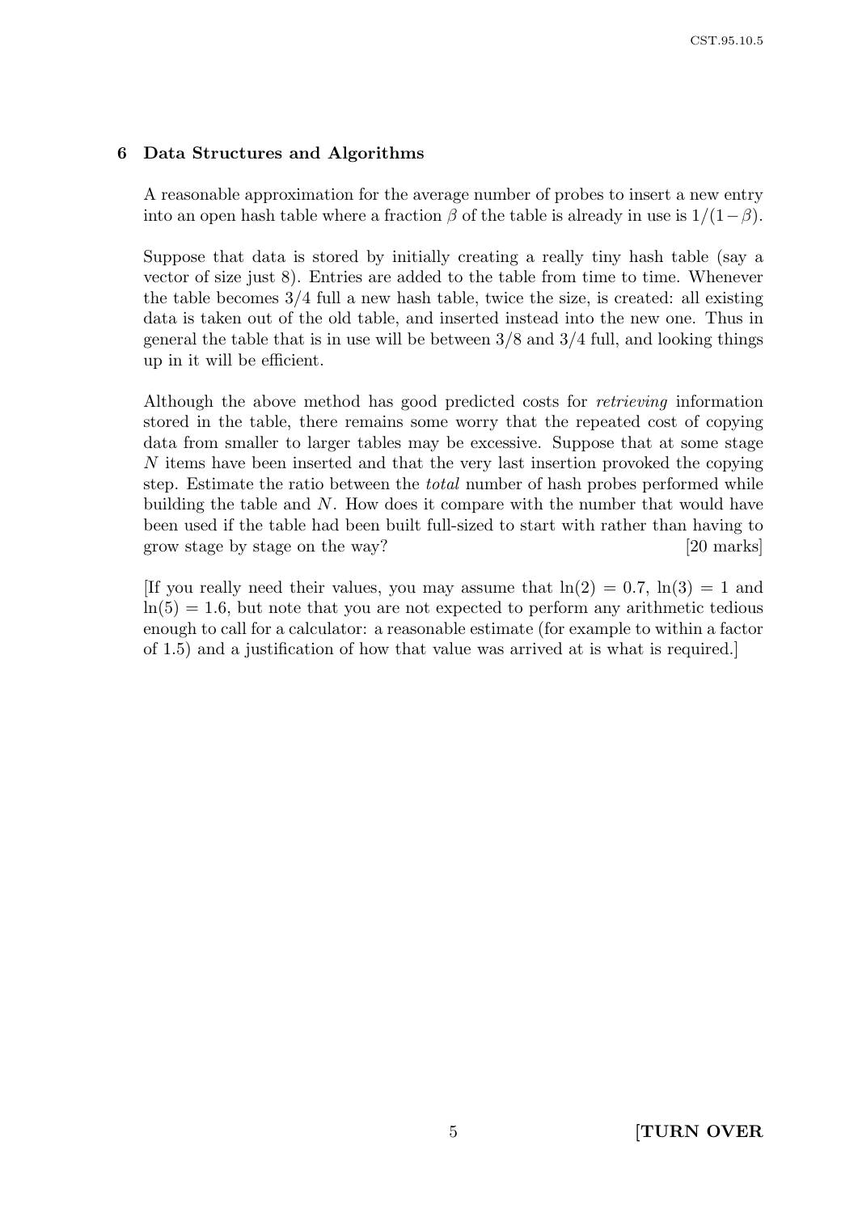## 6 Data Structures and Algorithms

A reasonable approximation for the average number of probes to insert a new entry into an open hash table where a fraction $\beta$ of the table is already in use is $1/(1-\beta)$.

Suppose that data is stored by initially creating a really tiny hash table (say a vector of size just 8). Entries are added to the table from time to time. Whenever the table becomes $3/4$ full a new hash table, twice the size, is created: all existing data is taken out of the old table, and inserted instead into the new one. Thus in general the table that is in use will be between $3/8$ and $3/4$ full, and looking things up in it will be efficient.

Although the above method has good predicted costs for *retrieving* information stored in the table, there remains some worry that the repeated cost of copying data from smaller to larger tables may be excessive. Suppose that at some stage $N$ items have been inserted and that the very last insertion provoked the copying step. Estimate the ratio between the *total* number of hash probes performed while building the table and $N$. How does it compare with the number that would have been used if the table had been built full-sized to start with rather than having to grow stage by stage on the way? [20 marks]

[If you really need their values, you may assume that $\ln(2) = 0.7$, $\ln(3) = 1$ and $\ln(5) = 1.6$, but note that you are not expected to perform any arithmetic tedious enough to call for a calculator: a reasonable estimate (for example to within a factor of 1.5) and a justification of how that value was arrived at is what is required.]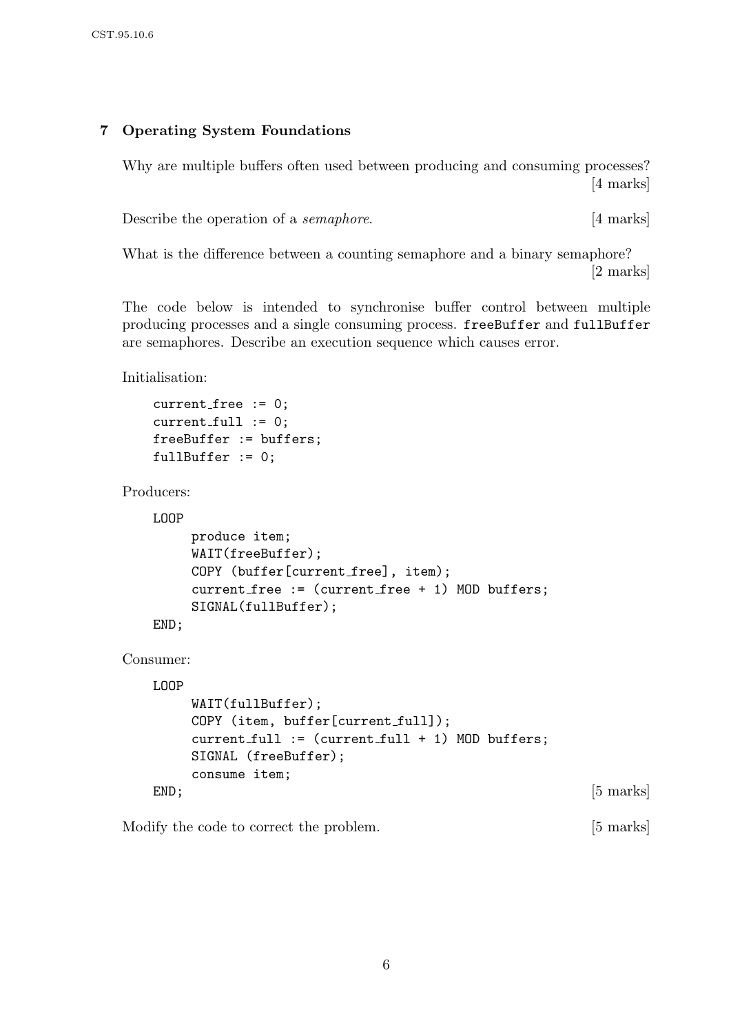## 7 Operating System Foundations

Why are multiple buffers often used between producing and consuming processes? [4 marks]

Describe the operation of a *semaphore*. [4 marks]

What is the difference between a counting semaphore and a binary semaphore? [2 marks]

The code below is intended to synchronise buffer control between multiple producing processes and a single consuming process. `freeBuffer` and `fullBuffer` are semaphores. Describe an execution sequence which causes error.

Initialisation:

```
current_free := 0;
current_full := 0;
freeBuffer := buffers;
fullBuffer := 0;
```

Producers:

```
LOOP
     produce item;
     WAIT(freeBuffer);
     COPY (buffer[current_free], item);
     current_free := (current_free + 1) MOD buffers;
     SIGNAL(fullBuffer);
END;
```

Consumer:

```
LOOP
     WAIT(fullBuffer);
     COPY (item, buffer[current_full]);
     current_full := (current_full + 1) MOD buffers;
     SIGNAL (freeBuffer);
     consume item;
END;
```

[5 marks]

Modify the code to correct the problem. [5 marks]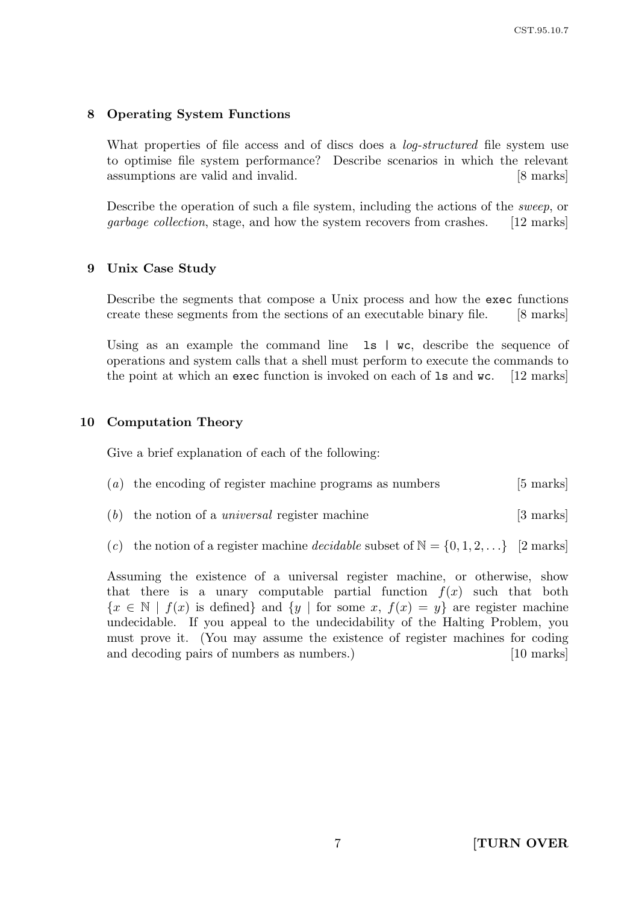## 8 Operating System Functions

What properties of file access and of discs does a *log-structured* file system use to optimise file system performance? Describe scenarios in which the relevant assumptions are valid and invalid. [8 marks]

Describe the operation of such a file system, including the actions of the *sweep*, or *garbage collection*, stage, and how the system recovers from crashes. [12 marks]

## 9 Unix Case Study

Describe the segments that compose a Unix process and how the `exec` functions create these segments from the sections of an executable binary file. [8 marks]

Using as an example the command line `ls | wc`, describe the sequence of operations and system calls that a shell must perform to execute the commands to the point at which an `exec` function is invoked on each of `ls` and `wc`. [12 marks]

## 10 Computation Theory

Give a brief explanation of each of the following:

(*a*) the encoding of register machine programs as numbers [5 marks]

(*b*) the notion of a *universal* register machine [3 marks]

(*c*) the notion of a register machine *decidable* subset of $\mathbb{N} = \{0, 1, 2, \ldots\}$ [2 marks]

Assuming the existence of a universal register machine, or otherwise, show that there is a unary computable partial function $f(x)$ such that both $\{x \in \mathbb{N} \mid f(x) \text{ is defined}\}$ and $\{y \mid \text{for some } x,\ f(x) = y\}$ are register machine undecidable. If you appeal to the undecidability of the Halting Problem, you must prove it. (You may assume the existence of register machines for coding and decoding pairs of numbers as numbers.) [10 marks]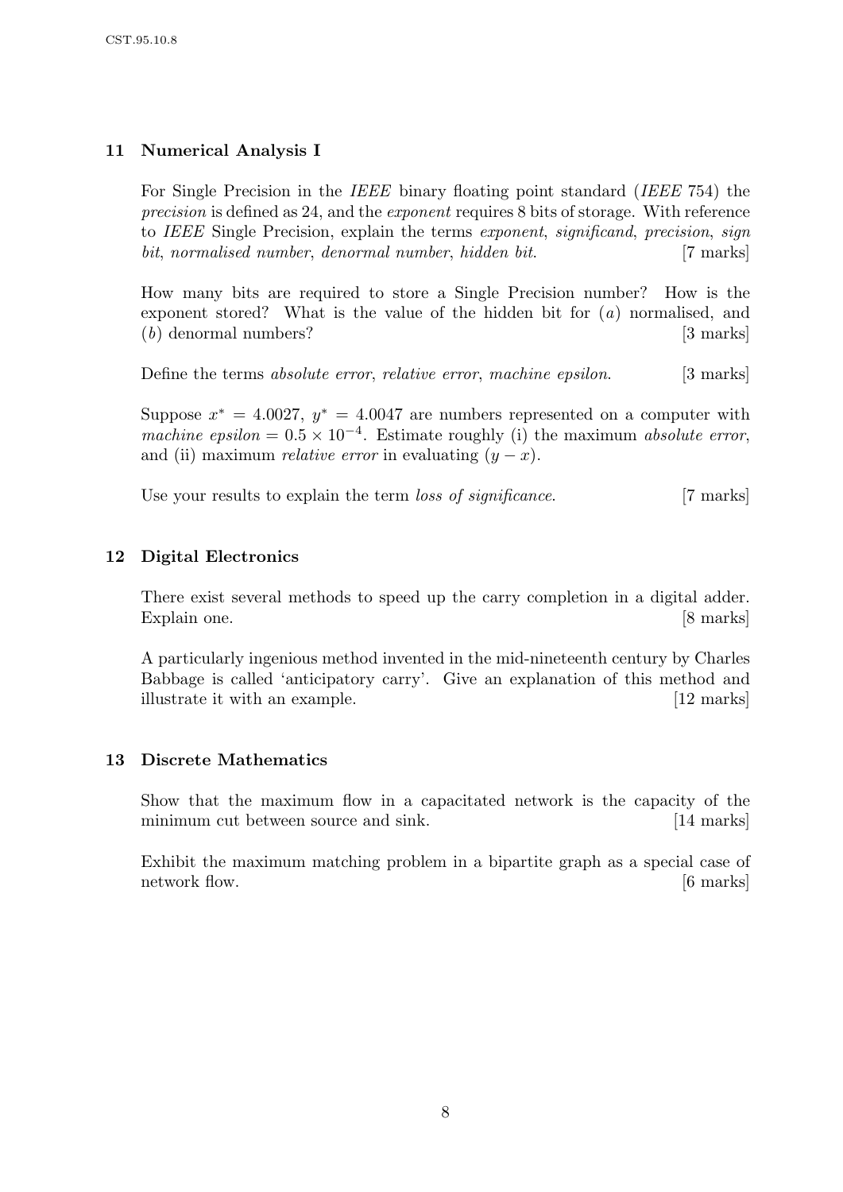## 11 Numerical Analysis I

For Single Precision in the *IEEE* binary floating point standard (*IEEE* 754) the *precision* is defined as 24, and the *exponent* requires 8 bits of storage. With reference to *IEEE* Single Precision, explain the terms *exponent*, *significand*, *precision*, *sign bit*, *normalised number*, *denormal number*, *hidden bit*. [7 marks]

How many bits are required to store a Single Precision number? How is the exponent stored? What is the value of the hidden bit for (*a*) normalised, and (*b*) denormal numbers? [3 marks]

Define the terms *absolute error*, *relative error*, *machine epsilon*. [3 marks]

Suppose $x^* = 4.0027$, $y^* = 4.0047$ are numbers represented on a computer with *machine epsilon* $= 0.5 \times 10^{-4}$. Estimate roughly (i) the maximum *absolute error*, and (ii) maximum *relative error* in evaluating $(y - x)$.

Use your results to explain the term *loss of significance*. [7 marks]

## 12 Digital Electronics

There exist several methods to speed up the carry completion in a digital adder. Explain one. [8 marks]

A particularly ingenious method invented in the mid-nineteenth century by Charles Babbage is called 'anticipatory carry'. Give an explanation of this method and illustrate it with an example. [12 marks]

## 13 Discrete Mathematics

Show that the maximum flow in a capacitated network is the capacity of the minimum cut between source and sink. [14 marks]

Exhibit the maximum matching problem in a bipartite graph as a special case of network flow. [6 marks]